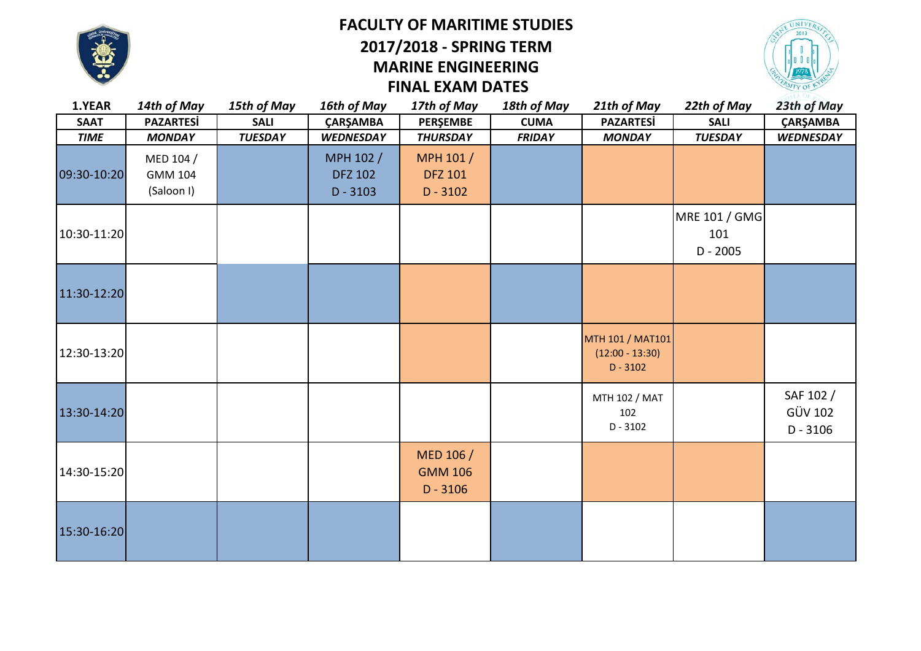# FACULTY OF MARITIME STUDIES
## 2017/2018 - SPRING TERM
## MARINE ENGINEERING
## FINAL EXAM DATES

| 1.YEAR | 14th of May | 15th of May | 16th of May | 17th of May | 18th of May | 21th of May | 22th of May | 23th of May |
|---|---|---|---|---|---|---|---|---|
| **SAAT** | **PAZARTESİ** | **SALI** | **ÇARŞAMBA** | **PERŞEMBE** | **CUMA** | **PAZARTESİ** | **SALI** | **ÇARŞAMBA** |
| ***TIME*** | ***MONDAY*** | ***TUESDAY*** | ***WEDNESDAY*** | ***THURSDAY*** | ***FRIDAY*** | ***MONDAY*** | ***TUESDAY*** | ***WEDNESDAY*** |
| 09:30-10:20 | MED 104 / GMM 104 (Saloon I) | | MPH 102 / DFZ 102 D - 3103 | MPH 101 / DFZ 101 D - 3102 | | | | |
| 10:30-11:20 | | | | | | | MRE 101 / GMG 101 D - 2005 | |
| 11:30-12:20 | | | | | | | | |
| 12:30-13:20 | | | | | | MTH 101 / MAT101 (12:00 - 13:30) D - 3102 | | |
| 13:30-14:20 | | | | | | MTH 102 / MAT 102 D - 3102 | | SAF 102 / GÜV 102 D - 3106 |
| 14:30-15:20 | | | | MED 106 / GMM 106 D - 3106 | | | | |
| 15:30-16:20 | | | | | | | | |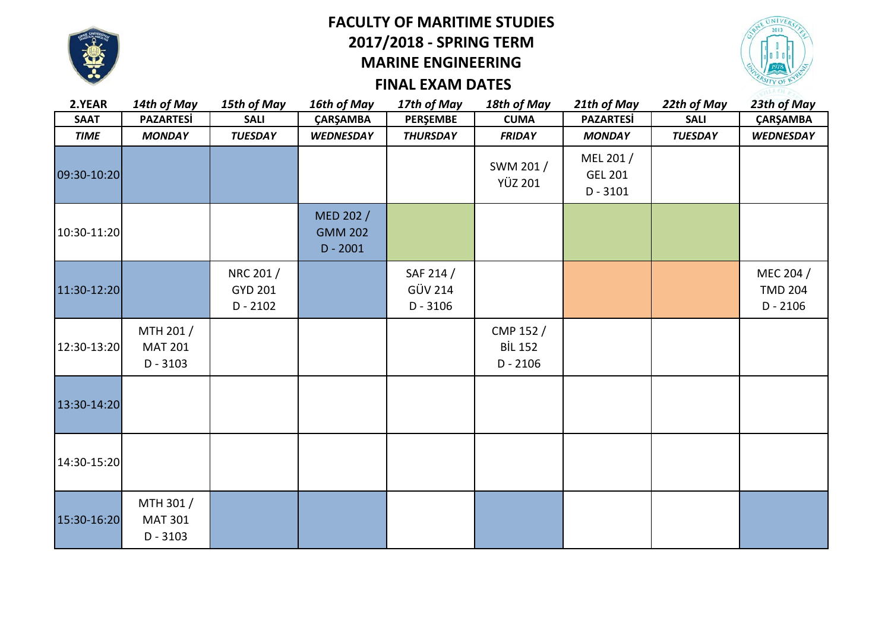# FACULTY OF MARITIME STUDIES
## 2017/2018 - SPRING TERM
## MARINE ENGINEERING
## FINAL EXAM DATES

| 2.YEAR | 14th of May | 15th of May | 16th of May | 17th of May | 18th of May | 21th of May | 22th of May | 23th of May |
|---|---|---|---|---|---|---|---|---|
| SAAT | PAZARTESİ | SALI | ÇARŞAMBA | PERŞEMBE | CUMA | PAZARTESİ | SALI | ÇARŞAMBA |
| *TIME* | *MONDAY* | *TUESDAY* | *WEDNESDAY* | *THURSDAY* | *FRIDAY* | *MONDAY* | *TUESDAY* | *WEDNESDAY* |
| 09:30-10:20 | | | | | SWM 201 / YÜZ 201 | MEL 201 / GEL 201 D - 3101 | | |
| 10:30-11:20 | | | MED 202 / GMM 202 D - 2001 | | | | | |
| 11:30-12:20 | | NRC 201 / GYD 201 D - 2102 | | SAF 214 / GÜV 214 D - 3106 | | | | MEC 204 / TMD 204 D - 2106 |
| 12:30-13:20 | MTH 201 / MAT 201 D - 3103 | | | | CMP 152 / BİL 152 D - 2106 | | | |
| 13:30-14:20 | | | | | | | | |
| 14:30-15:20 | | | | | | | | |
| 15:30-16:20 | MTH 301 / MAT 301 D - 3103 | | | | | | | |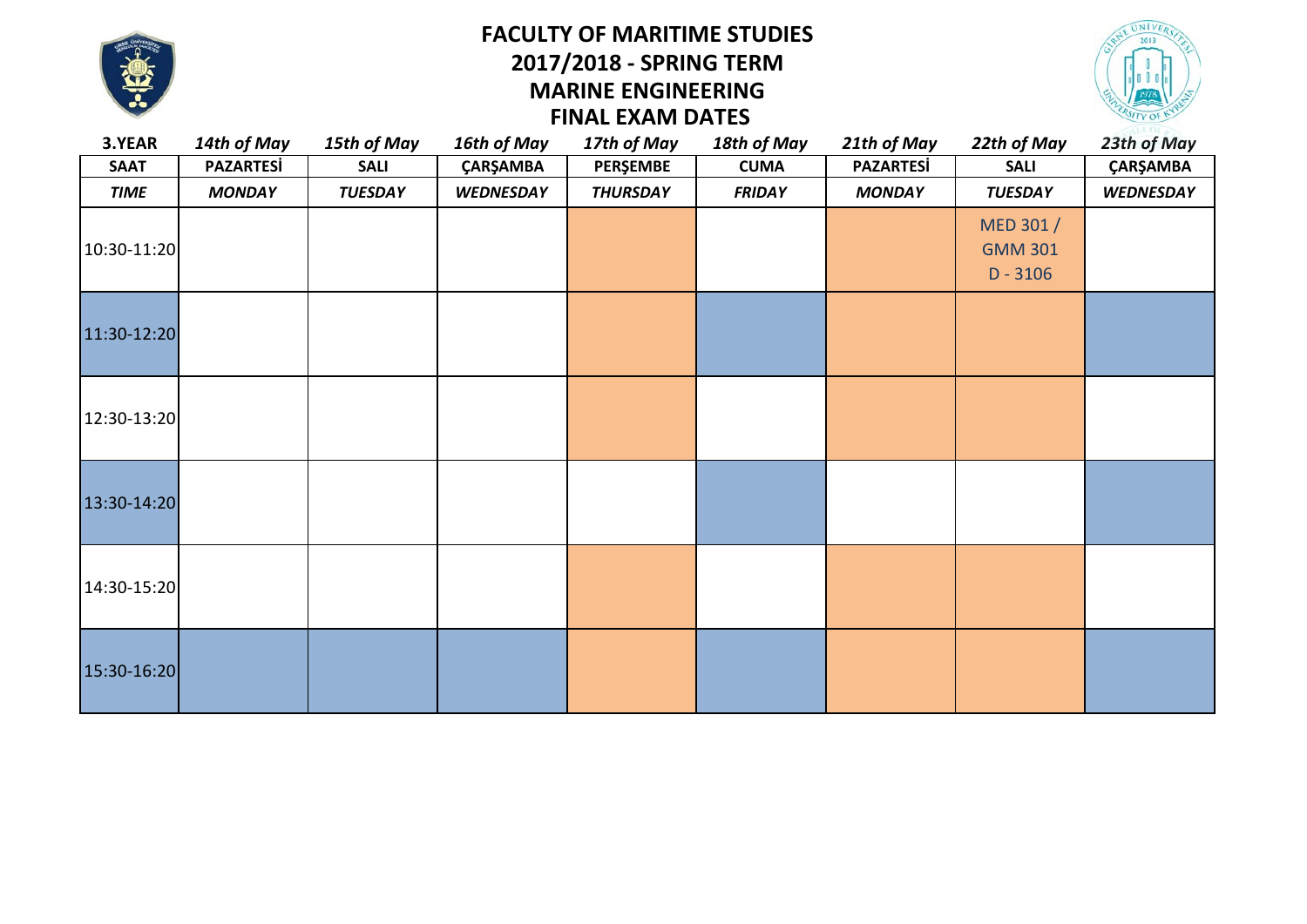# FACULTY OF MARITIME STUDIES
## 2017/2018 - SPRING TERM
## MARINE ENGINEERING
## FINAL EXAM DATES

| 3.YEAR | 14th of May | 15th of May | 16th of May | 17th of May | 18th of May | 21th of May | 22th of May | 23th of May |
|---|---|---|---|---|---|---|---|---|
| **SAAT** | **PAZARTESİ** | **SALI** | **ÇARŞAMBA** | **PERŞEMBE** | **CUMA** | **PAZARTESİ** | **SALI** | **ÇARŞAMBA** |
| ***TIME*** | ***MONDAY*** | ***TUESDAY*** | ***WEDNESDAY*** | ***THURSDAY*** | ***FRIDAY*** | ***MONDAY*** | ***TUESDAY*** | ***WEDNESDAY*** |
| 10:30-11:20 | | | | | | | MED 301 / GMM 301 D - 3106 | |
| 11:30-12:20 | | | | | | | | |
| 12:30-13:20 | | | | | | | | |
| 13:30-14:20 | | | | | | | | |
| 14:30-15:20 | | | | | | | | |
| 15:30-16:20 | | | | | | | | |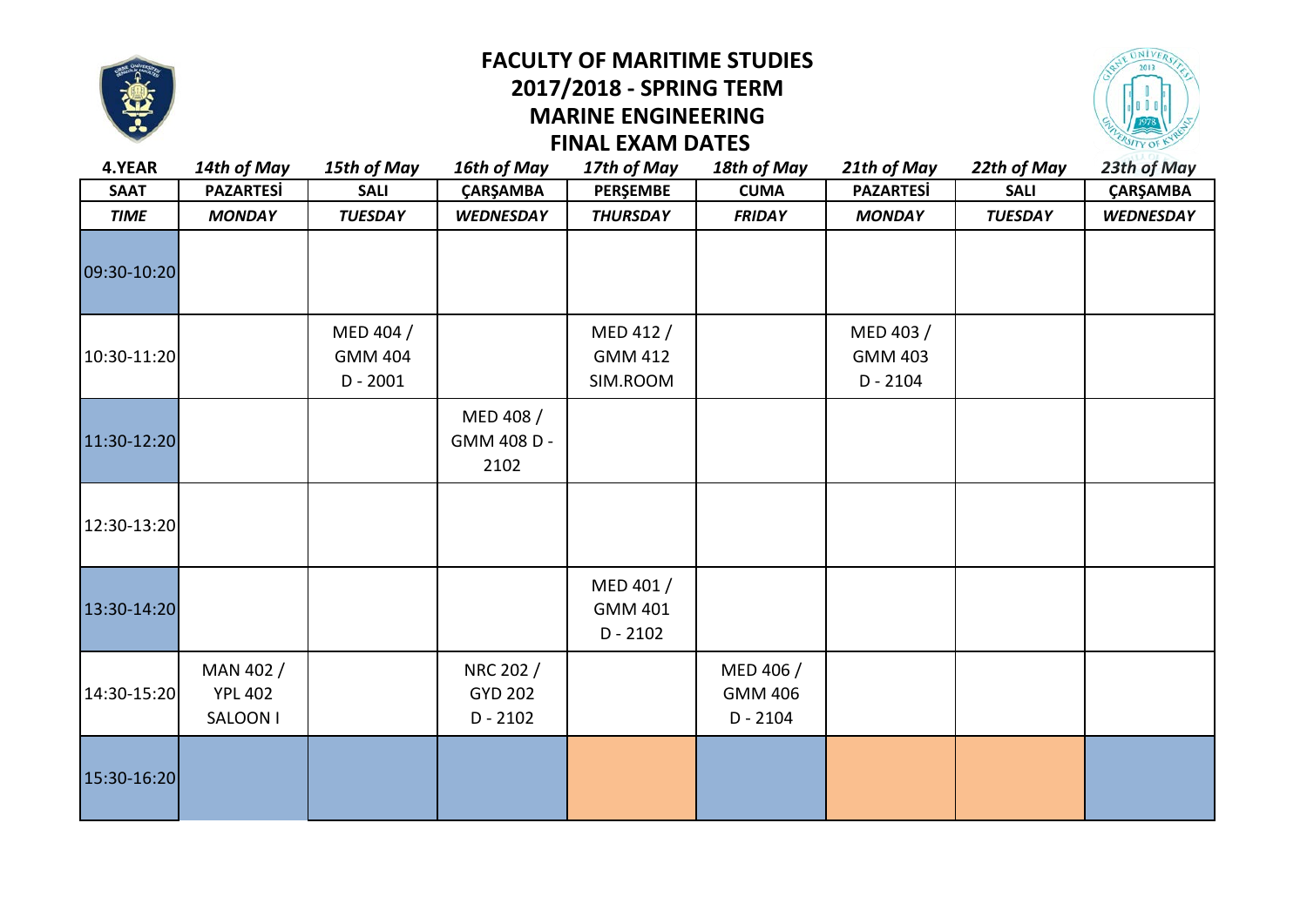# FACULTY OF MARITIME STUDIES
# 2017/2018 - SPRING TERM
# MARINE ENGINEERING
# FINAL EXAM DATES

| 4.YEAR | *14th of May* | *15th of May* | *16th of May* | *17th of May* | *18th of May* | *21th of May* | *22th of May* | *23th of May* |
|---|---|---|---|---|---|---|---|---|
| **SAAT** | **PAZARTESİ** | **SALI** | **ÇARŞAMBA** | **PERŞEMBE** | **CUMA** | **PAZARTESİ** | **SALI** | **ÇARŞAMBA** |
| ***TIME*** | ***MONDAY*** | ***TUESDAY*** | ***WEDNESDAY*** | ***THURSDAY*** | ***FRIDAY*** | ***MONDAY*** | ***TUESDAY*** | ***WEDNESDAY*** |
| 09:30-10:20 | | | | | | | | |
| 10:30-11:20 | | MED 404 / GMM 404 D - 2001 | | MED 412 / GMM 412 SIM.ROOM | | MED 403 / GMM 403 D - 2104 | | |
| 11:30-12:20 | | | MED 408 / GMM 408 D - 2102 | | | | | |
| 12:30-13:20 | | | | | | | | |
| 13:30-14:20 | | | | MED 401 / GMM 401 D - 2102 | | | | |
| 14:30-15:20 | MAN 402 / YPL 402 SALOON I | | NRC 202 / GYD 202 D - 2102 | | MED 406 / GMM 406 D - 2104 | | | |
| 15:30-16:20 | | | | | | | | |